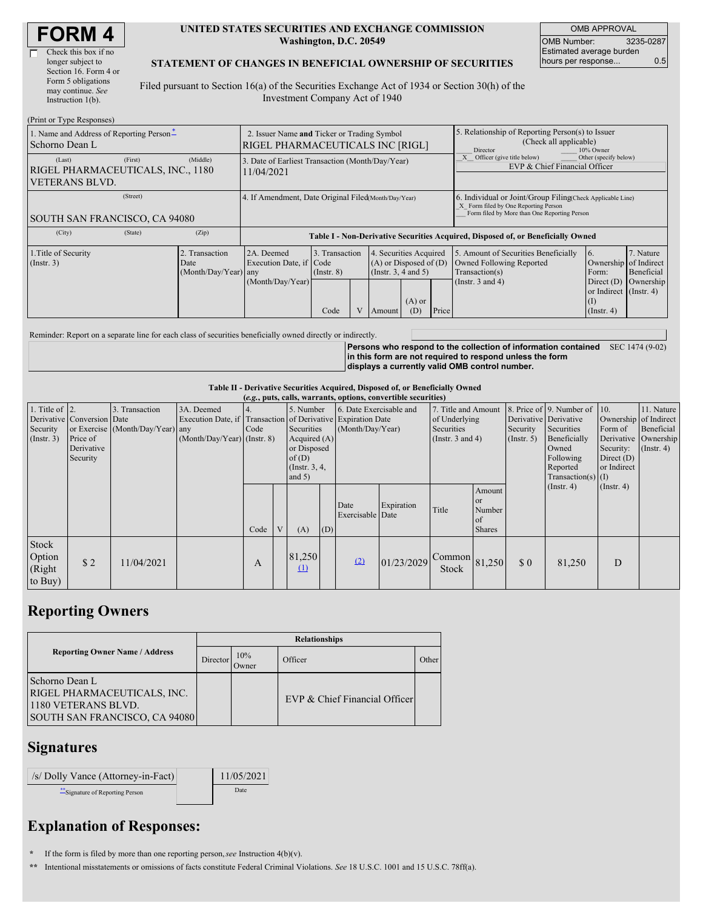# FORM 4

☐ Check this box if no longer subject to Section 16. Form 4 or Form 5 obligations may continue. *See* Instruction 1(b).

**UNITED STATES SECURITIES AND EXCHANGE COMMISSION**
**Washington, D.C. 20549**

**STATEMENT OF CHANGES IN BENEFICIAL OWNERSHIP OF SECURITIES**

Filed pursuant to Section 16(a) of the Securities Exchange Act of 1934 or Section 30(h) of the Investment Company Act of 1940

| OMB APPROVAL | |
|---|---|
| OMB Number: | 3235-0287 |
| Estimated average burden hours per response... | 0.5 |

(Print or Type Responses)

| 1. Name and Address of Reporting Person* | 2. Issuer Name and Ticker or Trading Symbol | 5. Relationship of Reporting Person(s) to Issuer (Check all applicable) |
|---|---|---|
| Schorno Dean L | RIGEL PHARMACEUTICALS INC [RIGL] | ___ Director ___ 10% Owner |
| (Last) (First) (Middle) RIGEL PHARMACEUTICALS, INC., 1180 VETERANS BLVD. | 3. Date of Earliest Transaction (Month/Day/Year) 11/04/2021 | _X_ Officer (give title below) ___ Other (specify below) EVP & Chief Financial Officer |
| (Street) SOUTH SAN FRANCISCO, CA 94080 | 4. If Amendment, Date Original Filed (Month/Day/Year) | 6. Individual or Joint/Group Filing (Check Applicable Line) _X_ Form filed by One Reporting Person ___ Form filed by More than One Reporting Person |
| (City) (State) (Zip) | | |

**Table I - Non-Derivative Securities Acquired, Disposed of, or Beneficially Owned**

| 1.Title of Security (Instr. 3) | 2. Transaction Date (Month/Day/Year) | 2A. Deemed Execution Date, if any (Month/Day/Year) | 3. Transaction Code (Instr. 8) | | 4. Securities Acquired (A) or Disposed of (D) (Instr. 3, 4 and 5) | | | 5. Amount of Securities Beneficially Owned Following Reported Transaction(s) (Instr. 3 and 4) | 6. Ownership Form: Direct (D) or Indirect (I) (Instr. 4) | 7. Nature of Indirect Beneficial Ownership (Instr. 4) |
|---|---|---|---|---|---|---|---|---|---|---|
| | | | Code | V | Amount | (A) or (D) | Price | | | |

Reminder: Report on a separate line for each class of securities beneficially owned directly or indirectly.

**Persons who respond to the collection of information contained in this form are not required to respond unless the form displays a currently valid OMB control number.** SEC 1474 (9-02)

**Table II - Derivative Securities Acquired, Disposed of, or Beneficially Owned**
**(*e.g.*, puts, calls, warrants, options, convertible securities)**

| 1. Title of Derivative Security (Instr. 3) | 2. Conversion or Exercise Price of Derivative Security | 3. Transaction Date (Month/Day/Year) | 3A. Deemed Execution Date, if any (Month/Day/Year) | 4. Transaction Code (Instr. 8) | | 5. Number of Derivative Securities Acquired (A) or Disposed of (D) (Instr. 3, 4, and 5) | | 6. Date Exercisable and Expiration Date (Month/Day/Year) | | 7. Title and Amount of Underlying Securities (Instr. 3 and 4) | | 8. Price of Derivative Security (Instr. 5) | 9. Number of Derivative Securities Beneficially Owned Following Reported Transaction(s) (Instr. 4) | 10. Ownership Form of Derivative Security: Direct (D) or Indirect (I) (Instr. 4) | 11. Nature of Indirect Beneficial Ownership (Instr. 4) |
|---|---|---|---|---|---|---|---|---|---|---|---|---|---|---|---|
| | | | | Code | V | (A) | (D) | Date Exercisable | Expiration Date | Title | Amount or Number of Shares | | | | |
| Stock Option (Right to Buy) | $ 2 | 11/04/2021 | | A | | 81,250 (1) | | (2) | 01/23/2029 | Common Stock | 81,250 | $ 0 | 81,250 | D | |

## Reporting Owners

| Reporting Owner Name / Address | Relationships | | | |
|---|---|---|---|---|
| | Director | 10% Owner | Officer | Other |
| Schorno Dean L RIGEL PHARMACEUTICALS, INC. 1180 VETERANS BLVD. SOUTH SAN FRANCISCO, CA 94080 | | | EVP & Chief Financial Officer | |

## Signatures

| /s/ Dolly Vance (Attorney-in-Fact) | 11/05/2021 |
|---|---|
| **Signature of Reporting Person | Date |

## Explanation of Responses:

\* If the form is filed by more than one reporting person, *see* Instruction 4(b)(v).

\*\* Intentional misstatements or omissions of facts constitute Federal Criminal Violations. *See* 18 U.S.C. 1001 and 15 U.S.C. 78ff(a).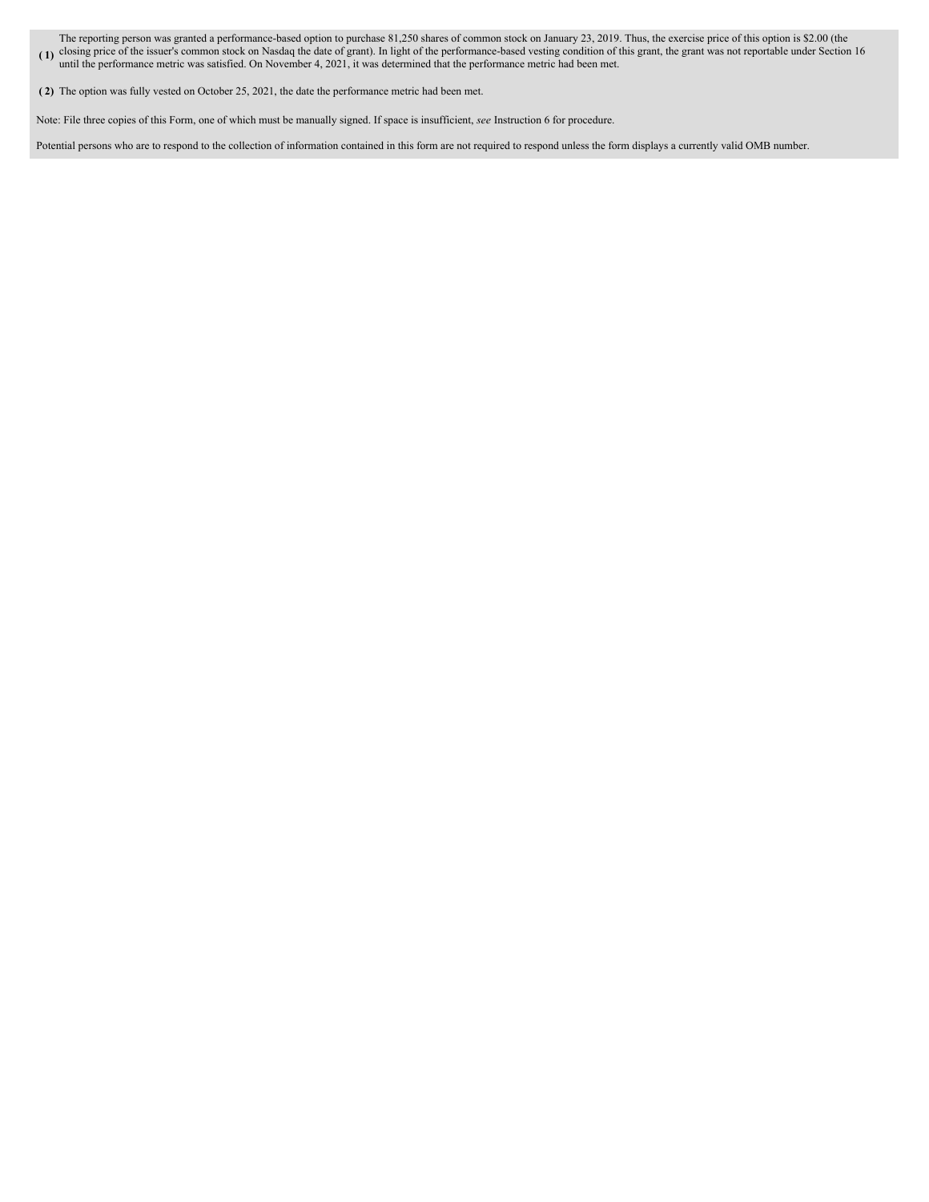**(1)** The reporting person was granted a performance-based option to purchase 81,250 shares of common stock on January 23, 2019. Thus, the exercise price of this option is $2.00 (the closing price of the issuer's common stock on Nasdaq the date of grant). In light of the performance-based vesting condition of this grant, the grant was not reportable under Section 16 until the performance metric was satisfied. On November 4, 2021, it was determined that the performance metric had been met.

**(2)** The option was fully vested on October 25, 2021, the date the performance metric had been met.

Note: File three copies of this Form, one of which must be manually signed. If space is insufficient, *see* Instruction 6 for procedure.

Potential persons who are to respond to the collection of information contained in this form are not required to respond unless the form displays a currently valid OMB number.